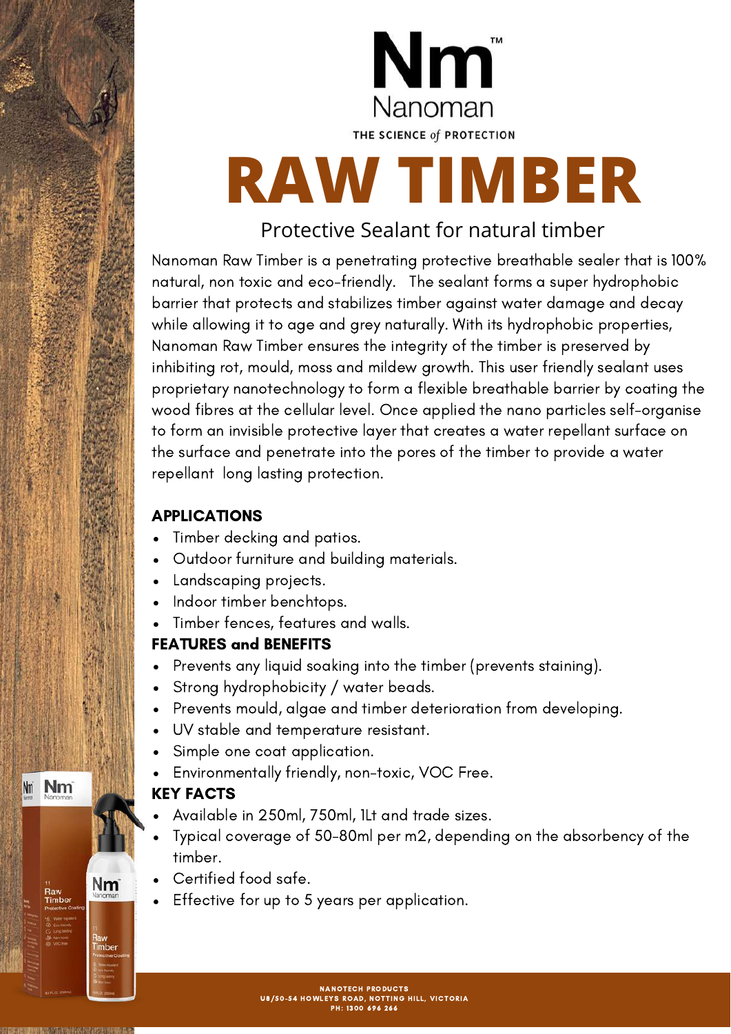Nm™
Nanoman
THE SCIENCE *of* PROTECTION

# RAW TIMBER

## Protective Sealant for natural timber

Nanoman Raw Timber is a penetrating protective breathable sealer that is 100% natural, non toxic and eco-friendly. The sealant forms a super hydrophobic barrier that protects and stabilizes timber against water damage and decay while allowing it to age and grey naturally. With its hydrophobic properties, Nanoman Raw Timber ensures the integrity of the timber is preserved by inhibiting rot, mould, moss and mildew growth. This user friendly sealant uses proprietary nanotechnology to form a flexible breathable barrier by coating the wood fibres at the cellular level. Once applied the nano particles self-organise to form an invisible protective layer that creates a water repellant surface on the surface and penetrate into the pores of the timber to provide a water repellant long lasting protection.

### APPLICATIONS

- Timber decking and patios.
- Outdoor furniture and building materials.
- Landscaping projects.
- Indoor timber benchtops.
- Timber fences, features and walls.

### FEATURES and BENEFITS

- Prevents any liquid soaking into the timber (prevents staining).
- Strong hydrophobicity / water beads.
- Prevents mould, algae and timber deterioration from developing.
- UV stable and temperature resistant.
- Simple one coat application.
- Environmentally friendly, non-toxic, VOC Free.

### KEY FACTS

- Available in 250ml, 750ml, 1Lt and trade sizes.
- Typical coverage of 50-80ml per m2, depending on the absorbency of the timber.
- Certified food safe.
- Effective for up to 5 years per application.

NANOTECH PRODUCTS
U8/50-54 HOWLEYS ROAD, NOTTING HILL, VICTORIA
PH: 1300 696 266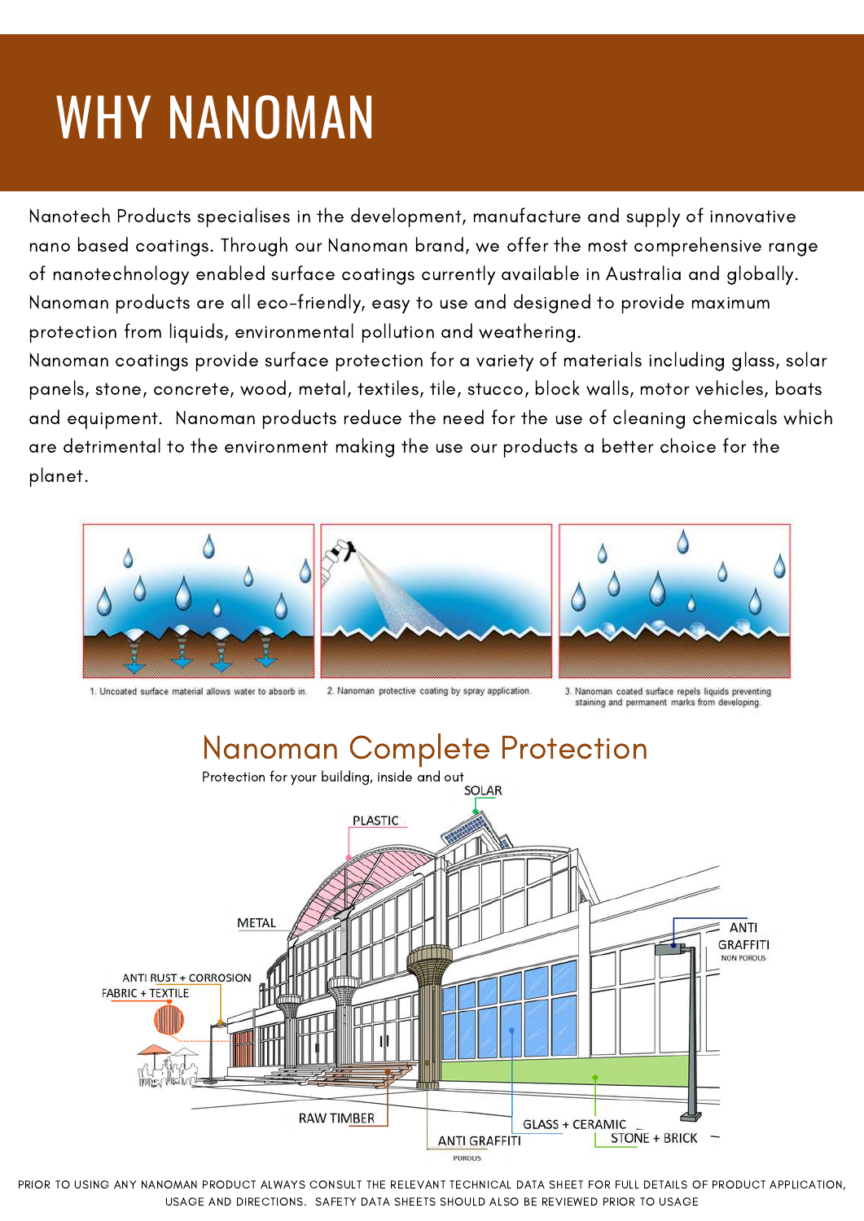# WHY NANOMAN

Nanotech Products specialises in the development, manufacture and supply of innovative nano based coatings. Through our Nanoman brand, we offer the most comprehensive range of nanotechnology enabled surface coatings currently available in Australia and globally. Nanoman products are all eco-friendly, easy to use and designed to provide maximum protection from liquids, environmental pollution and weathering.
Nanoman coatings provide surface protection for a variety of materials including glass, solar panels, stone, concrete, wood, metal, textiles, tile, stucco, block walls, motor vehicles, boats and equipment. Nanoman products reduce the need for the use of cleaning chemicals which are detrimental to the environment making the use our products a better choice for the planet.

1. Uncoated surface material allows water to absorb in.

2. Nanoman protective coating by spray application.

3. Nanoman coated surface repels liquids preventing staining and permanent marks from developing.

## Nanoman Complete Protection

Protection for your building, inside and out

SOLAR

PLASTIC

METAL

ANTI GRAFFITI
NON POROUS

ANTI RUST + CORROSION

FABRIC + TEXTILE

RAW TIMBER

GLASS + CERAMIC

ANTI GRAFFITI
POROUS

STONE + BRICK

PRIOR TO USING ANY NANOMAN PRODUCT ALWAYS CONSULT THE RELEVANT TECHNICAL DATA SHEET FOR FULL DETAILS OF PRODUCT APPLICATION, USAGE AND DIRECTIONS. SAFETY DATA SHEETS SHOULD ALSO BE REVIEWED PRIOR TO USAGE